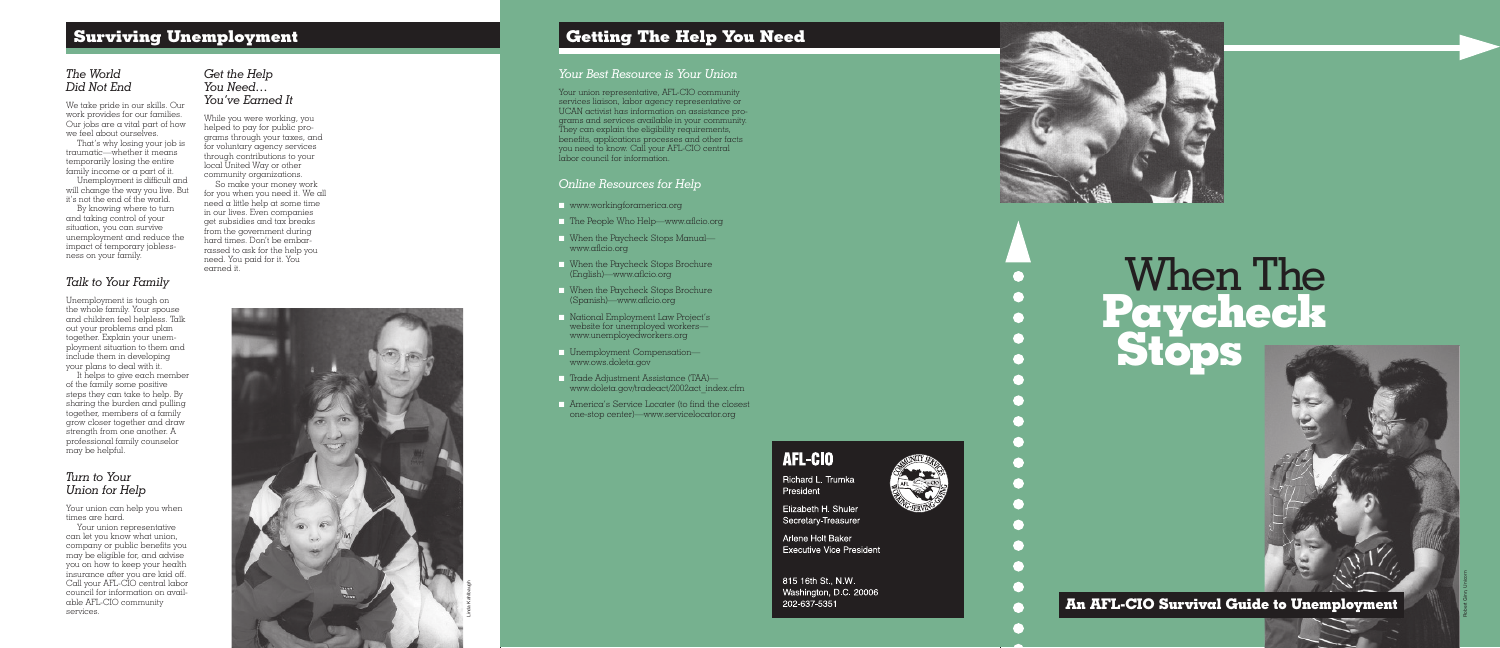## Surviving Unemployment

### *The World Did Not End*

We take pride in our skills. Our work provides for our families. Our jobs are a vital part of how we feel about ourselves.

That's why losing your job is traumatic—whether it means temporarily losing the entire family income or a part of it.

Unemployment is difficult and will change the way you live. But it's not the end of the world.

By knowing where to turn and taking control of your situation, you can survive unemployment and reduce the impact of temporary jobless-ness on your family.

### *Talk to Your Family*

Unemployment is tough on the whole family. Your spouse and children feel helpless. Talk out your problems and plan together. Explain your unemployment situation to them and include them in developing your plans to deal with it.

It helps to give each member of the family some positive steps they can take to help. By sharing the burden and pulling together, members of a family grow closer together and draw strength from one another. A professional family counselor may be helpful.

### *Turn to Your Union for Help*

Your union can help you when times are hard.

Your union representative can let you know what union, company or public benefits you may be eligible for, and advise you on how to keep your health insurance after you are laid off. Call your AFL-CIO central labor council for information on available AFL-CIO community services.

### *Get the Help You Need… You've Earned It*

While you were working, you helped to pay for public programs through your taxes, and for voluntary agency services through contributions to your local United Way or other community organizations.

So make your money work for you when you need it. We all need a little help at some time in our lives. Even companies get subsidies and tax breaks from the government during hard times. Don't be embarrassed to ask for the help you need. You paid for it. You earned it.

Linda Foley

## Getting The Help You Need

### *Your Best Resource is Your Union*

Your union representative, AFL-CIO community services liaison, labor agency representative or UCAN activist has information on assistance programs and services available in your community. They can explain the eligibility requirements, benefits, applications processes and other facts you need to know. Call your AFL-CIO central labor council for information.

### *Online Resources for Help*

- www.workingforamerica.org
- The People Who Help—www.aflcio.org
- When the Paycheck Stops Manual—www.aflcio.org
- When the Paycheck Stops Brochure (English)—www.aflcio.org
- When the Paycheck Stops Brochure (Spanish)—www.aflcio.org
- National Employment Law Project's website for unemployed workers—www.unemployedworkers.org
- Unemployment Compensation—www.ows.doleta.gov
- Trade Adjustment Assistance (TAA)—www.doleta.gov/tradeact/2002act_index.cfm
- America's Service Locater (to find the closest one-stop center)—www.servicelocator.org

**AFL-CIO**

Richard L. Trumka
President

Elizabeth H. Shuler
Secretary-Treasurer

Arlene Holt Baker
Executive Vice President

815 16th St., N.W.
Washington, D.C. 20006
202-637-5351

# When The **Paycheck Stops**

**An AFL-CIO Survival Guide to Unemployment**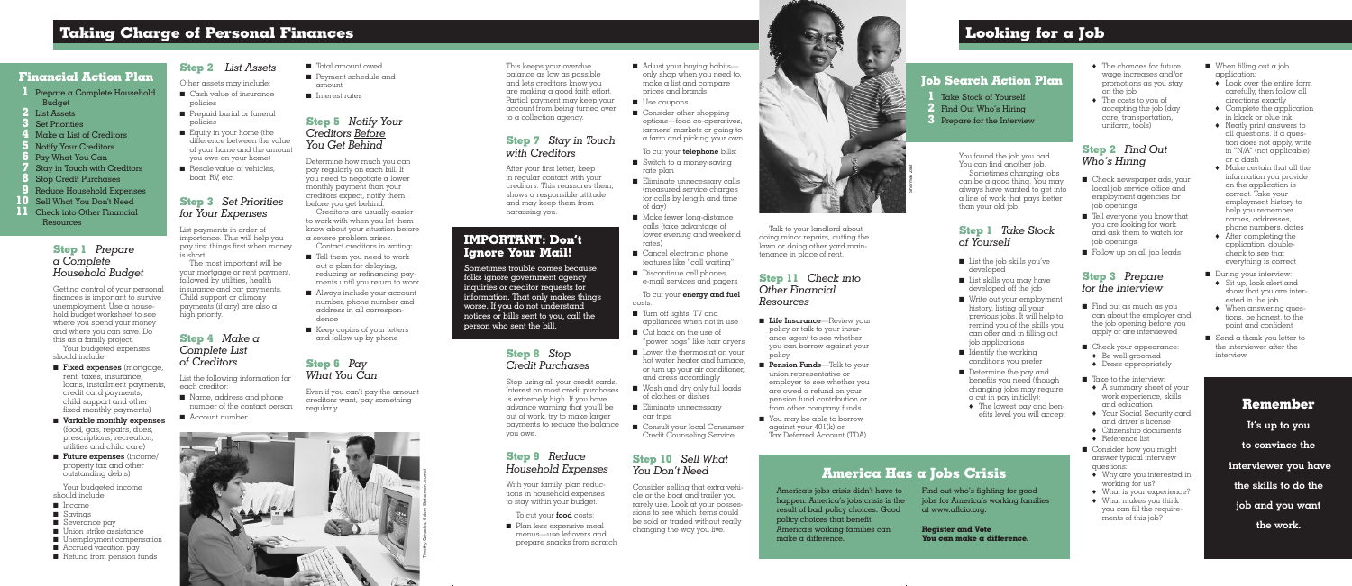# Taking Charge of Personal Finances

## Financial Action Plan

1. Prepare a Complete Household Budget
2. List Assets
3. Set Priorities
4. Make a List of Creditors
5. Notify Your Creditors
6. Pay What You Can
7. Stay in Touch with Creditors
8. Stop Credit Purchases
9. Reduce Household Expenses
10. Sell What You Don't Need
11. Check into Other Financial Resources

### Step 1 *Prepare a Complete Household Budget*

Getting control of your personal finances is important to survive unemployment. Use a household budget worksheet to see where you spend your money and where you can save. Do this as a family project.

Your budgeted expenses should include:

- **Fixed expenses** (mortgage, rent, taxes, insurance, loans, installment payments, credit card payments, child support and other fixed monthly payments)
- **Variable monthly expenses** (food, gas, repairs, dues, prescriptions, recreation, utilities and child care)
- **Future expenses** (income/property tax and other outstanding debts)

Your budgeted income should include:

- Income
- Savings
- Severance pay
- Union strike assistance
- Unemployment compensation
- Accrued vacation pay
- Refund from pension funds

### Step 2 *List Assets*

Other assets may include:

- Cash value of insurance policies
- Prepaid burial or funeral policies
- Equity in your home (the difference between the value of your home and the amount you owe on your home)
- Resale value of vehicles, boat, RV, etc.

### Step 3 *Set Priorities for Your Expenses*

List payments in order of importance. This will help you pay first things first when money is short.

The most important will be your mortgage or rent payment, followed by utilities, health insurance and car payments. Child support or alimony payments (if any) are also a high priority.

### Step 4 *Make a Complete List of Creditors*

List the following information for each creditor:

- Name, address and phone number of the contact person
- Account number
- Total amount owed
- Payment schedule and amount
- Interest rates

### Step 5 *Notify Your Creditors Before You Get Behind*

Determine how much you can pay regularly on each bill. If you need to negotiate a lower monthly payment than your creditors expect, notify them before you get behind.

Creditors are usually easier to work with when you let them know about your situation before a severe problem arises.

Contact creditors in writing:

- Tell them you need to work out a plan for delaying, reducing or refinancing payments until you return to work
- Always include your account number, phone number and address in all correspondence
- Keep copies of your letters and follow up by phone

### Step 6 *Pay What You Can*

Even if you can't pay the amount creditors want, pay something regularly.

Timothy Gonzales, Salem Statesman-Journal

This keeps your overdue balance as low as possible and lets creditors know you are making a good faith effort. Partial payment may keep your account from being turned over to a collection agency.

### Step 7 *Stay in Touch with Creditors*

After your first letter, keep in regular contact with your creditors. This reassures them, shows a responsible attitude and may keep them from harassing you.

## IMPORTANT: Don't Ignore Your Mail!

Sometimes trouble comes because folks ignore government agency inquiries or creditor requests for information. That only makes things worse. If you do not understand notices or bills sent to you, call the person who sent the bill.

### Step 8 *Stop Credit Purchases*

Stop using all your credit cards. Interest on most credit purchases is extremely high. If you have advance warning that you'll be out of work, try to make larger payments to reduce the balance you owe.

### Step 9 *Reduce Household Expenses*

With your family, plan reductions in household expenses to stay within your budget.

To cut your **food** costs:

- Plan less expensive meal menus—use leftovers and prepare snacks from scratch
- Adjust your buying habits—only shop when you need to, make a list and compare prices and brands
- Use coupons
- Consider other shopping options—food co-operatives, farmers' markets or going to a farm and picking your own

To cut your **telephone** bills:

- Switch to a money-saving rate plan
- Eliminate unnecessary calls (measured service charges for calls by length and time of day)
- Make fewer long-distance calls (take advantage of lower evening and weekend rates)
- Cancel electronic phone features like "call waiting"
- Discontinue cell phones, e-mail services and pagers

To cut your **energy and fuel** costs:

- Turn off lights, TV and appliances when not in use
- Cut back on the use of "power hogs" like hair dryers
- Lower the thermostat on your hot water heater and furnace, or turn up your air conditioner, and dress accordingly
- Wash and dry only full loads of clothes or dishes
- Eliminate unnecessary car trips
- Consult your local Consumer Credit Counseling Service

### Step 10 *Sell What You Don't Need*

Consider selling that extra vehicle or the boat and trailer you rarely use. Look at your possessions to see which items could be sold or traded without really changing the way you live.

Sherman Zent

Talk to your landlord about doing minor repairs, cutting the lawn or doing other yard maintenance in place of rent.

### Step 11 *Check into Other Financial Resources*

- **Life Insurance**—Review your policy or talk to your insurance agent to see whether you can borrow against your policy
- **Pension Funds**—Talk to your union representative or employer to see whether you are owed a refund on your pension fund contribution or from other company funds
- You may be able to borrow against your 401(k) or Tax Deferred Account (TDA)

# Looking for a Job

## Job Search Action Plan

1. Take Stock of Yourself
2. Find Out Who's Hiring
3. Prepare for the Interview

You found the job you had. You can find another job.

Sometimes changing jobs can be a good thing. You may always have wanted to get into a line of work that pays better than your old job.

### Step 1 *Take Stock of Yourself*

- List the job skills you've developed
- List skills you may have developed off the job
- Write out your employment history, listing all your previous jobs. It will help to remind you of the skills you can offer and in filling out job applications
- Identify the working conditions you prefer
- Determine the pay and benefits you need (though changing jobs may require a cut in pay initially):
  - The lowest pay and benefits level you will accept
  - The chances for future wage increases and/or promotions as you stay on the job
  - The costs to you of accepting the job (day care, transportation, uniform, tools)

### Step 2 *Find Out Who's Hiring*

- Check newspaper ads, your local job service office and employment agencies for job openings
- Tell everyone you know that you are looking for work and ask them to watch for job openings
- Follow up on all job leads

### Step 3 *Prepare for the Interview*

- Find out as much as you can about the employer and the job opening before you apply or are interviewed
- Check your appearance:
  - Be well groomed
  - Dress appropriately
- Take to the interview:
  - A summary sheet of your work experience, skills and education
  - Your Social Security card and driver's license
  - Citizenship documents
  - Reference list
- Consider how you might answer typical interview questions:
  - Why are you interested in working for us?
  - What is your experience?
  - What makes you think you can fill the requirements of this job?
- When filling out a job application:
  - Look over the entire form carefully, then follow all directions exactly
  - Complete the application in black or blue ink
  - Neatly print answers to all questions. If a question does not apply, write in "N/A" (not applicable) or a dash
  - Make certain that all the information you provide on the application is correct. Take your employment history to help you remember names, addresses, phone numbers, dates
  - After completing the application, double-check to see that everything is correct
- During your interview:
  - Sit up, look alert and show that you are interested in the job
  - When answering questions, be honest, to the point and confident
- Send a thank you letter to the interviewer after the interview

## Remember

It's up to you to convince the interviewer you have the skills to do the job and you want the work.

## America Has a Jobs Crisis

America's jobs crisis didn't have to happen. America's jobs crisis is the result of bad policy choices. Good policy choices that benefit America's working families can make a difference.

Find out who's fighting for good jobs for America's working families at www.aflcio.org.

**Register and Vote**
**You can make a difference.**